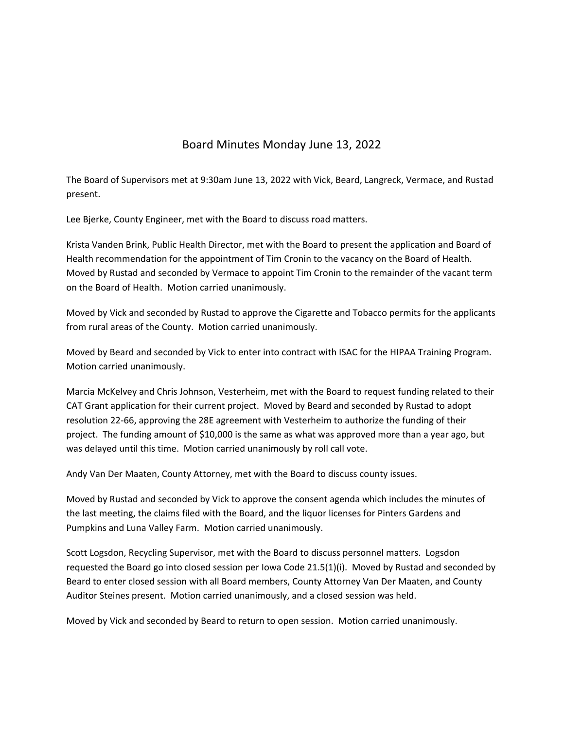# Board Minutes Monday June 13, 2022

The Board of Supervisors met at 9:30am June 13, 2022 with Vick, Beard, Langreck, Vermace, and Rustad present.

Lee Bjerke, County Engineer, met with the Board to discuss road matters.

Krista Vanden Brink, Public Health Director, met with the Board to present the application and Board of Health recommendation for the appointment of Tim Cronin to the vacancy on the Board of Health. Moved by Rustad and seconded by Vermace to appoint Tim Cronin to the remainder of the vacant term on the Board of Health. Motion carried unanimously.

Moved by Vick and seconded by Rustad to approve the Cigarette and Tobacco permits for the applicants from rural areas of the County. Motion carried unanimously.

Moved by Beard and seconded by Vick to enter into contract with ISAC for the HIPAA Training Program. Motion carried unanimously.

Marcia McKelvey and Chris Johnson, Vesterheim, met with the Board to request funding related to their CAT Grant application for their current project. Moved by Beard and seconded by Rustad to adopt resolution 22-66, approving the 28E agreement with Vesterheim to authorize the funding of their project. The funding amount of $10,000 is the same as what was approved more than a year ago, but was delayed until this time. Motion carried unanimously by roll call vote.

Andy Van Der Maaten, County Attorney, met with the Board to discuss county issues.

Moved by Rustad and seconded by Vick to approve the consent agenda which includes the minutes of the last meeting, the claims filed with the Board, and the liquor licenses for Pinters Gardens and Pumpkins and Luna Valley Farm. Motion carried unanimously.

Scott Logsdon, Recycling Supervisor, met with the Board to discuss personnel matters. Logsdon requested the Board go into closed session per Iowa Code 21.5(1)(i). Moved by Rustad and seconded by Beard to enter closed session with all Board members, County Attorney Van Der Maaten, and County Auditor Steines present. Motion carried unanimously, and a closed session was held.

Moved by Vick and seconded by Beard to return to open session. Motion carried unanimously.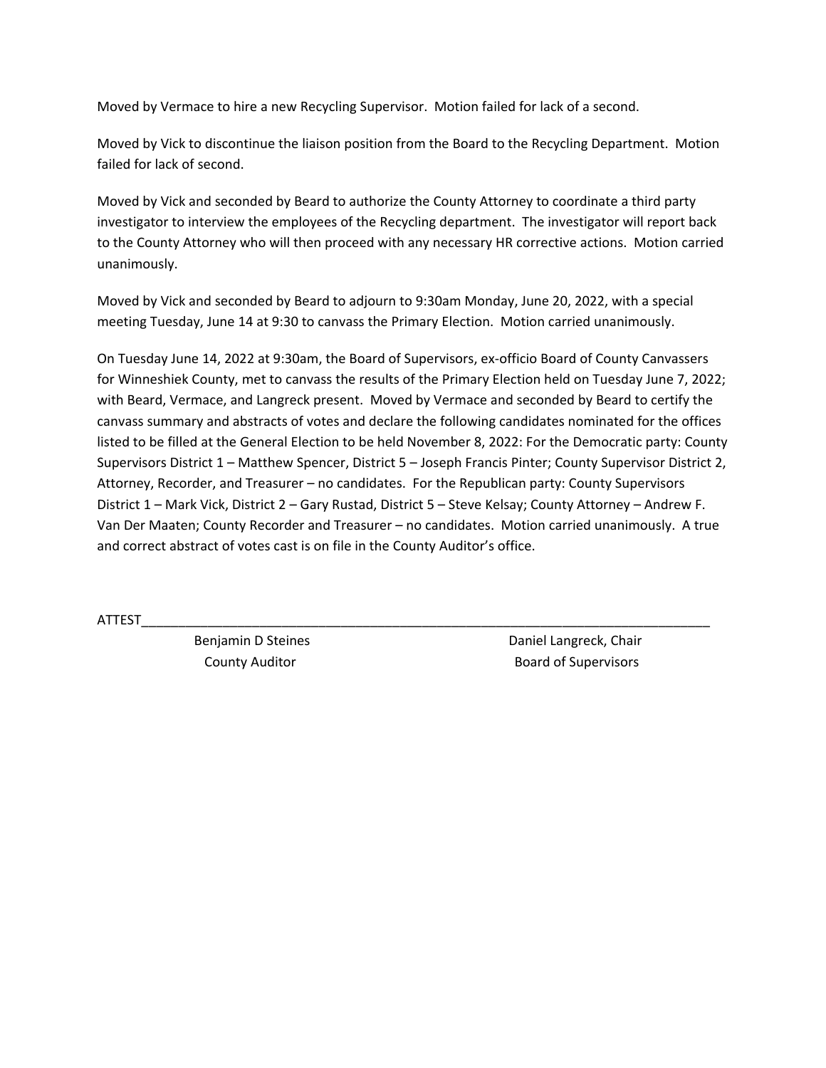Moved by Vermace to hire a new Recycling Supervisor. Motion failed for lack of a second.

Moved by Vick to discontinue the liaison position from the Board to the Recycling Department. Motion failed for lack of second.

Moved by Vick and seconded by Beard to authorize the County Attorney to coordinate a third party investigator to interview the employees of the Recycling department. The investigator will report back to the County Attorney who will then proceed with any necessary HR corrective actions. Motion carried unanimously.

Moved by Vick and seconded by Beard to adjourn to 9:30am Monday, June 20, 2022, with a special meeting Tuesday, June 14 at 9:30 to canvass the Primary Election. Motion carried unanimously.

On Tuesday June 14, 2022 at 9:30am, the Board of Supervisors, ex-officio Board of County Canvassers for Winneshiek County, met to canvass the results of the Primary Election held on Tuesday June 7, 2022; with Beard, Vermace, and Langreck present. Moved by Vermace and seconded by Beard to certify the canvass summary and abstracts of votes and declare the following candidates nominated for the offices listed to be filled at the General Election to be held November 8, 2022: For the Democratic party: County Supervisors District 1 – Matthew Spencer, District 5 – Joseph Francis Pinter; County Supervisor District 2, Attorney, Recorder, and Treasurer – no candidates. For the Republican party: County Supervisors District 1 – Mark Vick, District 2 – Gary Rustad, District 5 – Steve Kelsay; County Attorney – Andrew F. Van Der Maaten; County Recorder and Treasurer – no candidates. Motion carried unanimously. A true and correct abstract of votes cast is on file in the County Auditor's office.

ATTEST_______________________________________________________________________________

Benjamin D Steines
County Auditor

Daniel Langreck, Chair
Board of Supervisors